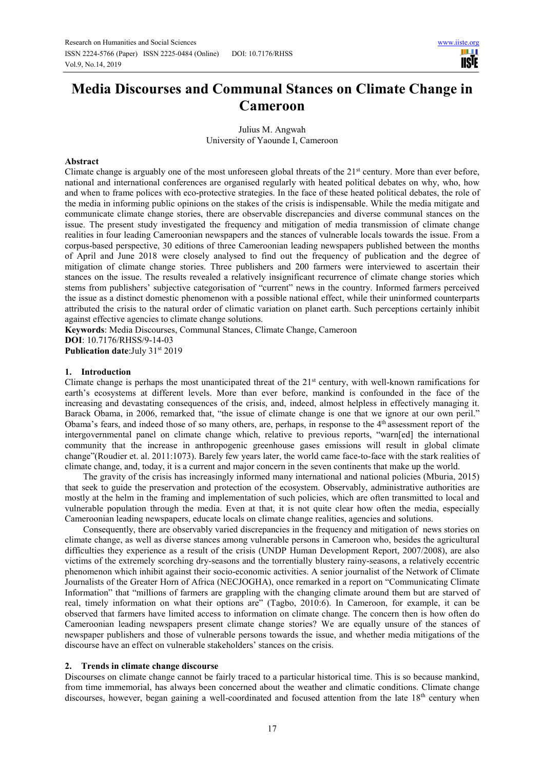# Media Discourses and Communal Stances on Climate Change in Cameroon

Julius M. Angwah
University of Yaounde I, Cameroon

## Abstract

Climate change is arguably one of the most unforeseen global threats of the 21st century. More than ever before, national and international conferences are organised regularly with heated political debates on why, who, how and when to frame polices with eco-protective strategies. In the face of these heated political debates, the role of the media in informing public opinions on the stakes of the crisis is indispensable. While the media mitigate and communicate climate change stories, there are observable discrepancies and diverse communal stances on the issue. The present study investigated the frequency and mitigation of media transmission of climate change realities in four leading Cameroonian newspapers and the stances of vulnerable locals towards the issue. From a corpus-based perspective, 30 editions of three Cameroonian leading newspapers published between the months of April and June 2018 were closely analysed to find out the frequency of publication and the degree of mitigation of climate change stories. Three publishers and 200 farmers were interviewed to ascertain their stances on the issue. The results revealed a relatively insignificant recurrence of climate change stories which stems from publishers' subjective categorisation of "current" news in the country. Informed farmers perceived the issue as a distinct domestic phenomenon with a possible national effect, while their uninformed counterparts attributed the crisis to the natural order of climatic variation on planet earth. Such perceptions certainly inhibit against effective agencies to climate change solutions.

**Keywords**: Media Discourses, Communal Stances, Climate Change, Cameroon

**DOI**: 10.7176/RHSS/9-14-03

**Publication date**:July 31st 2019

## 1. Introduction

Climate change is perhaps the most unanticipated threat of the 21st century, with well-known ramifications for earth's ecosystems at different levels. More than ever before, mankind is confounded in the face of the increasing and devastating consequences of the crisis, and, indeed, almost helpless in effectively managing it. Barack Obama, in 2006, remarked that, "the issue of climate change is one that we ignore at our own peril." Obama's fears, and indeed those of so many others, are, perhaps, in response to the 4th assessment report of the intergovernmental panel on climate change which, relative to previous reports, "warn[ed] the international community that the increase in anthropogenic greenhouse gases emissions will result in global climate change"(Roudier et. al. 2011:1073). Barely few years later, the world came face-to-face with the stark realities of climate change, and, today, it is a current and major concern in the seven continents that make up the world.

The gravity of the crisis has increasingly informed many international and national policies (Mburia, 2015) that seek to guide the preservation and protection of the ecosystem. Observably, administrative authorities are mostly at the helm in the framing and implementation of such policies, which are often transmitted to local and vulnerable population through the media. Even at that, it is not quite clear how often the media, especially Cameroonian leading newspapers, educate locals on climate change realities, agencies and solutions.

Consequently, there are observably varied discrepancies in the frequency and mitigation of news stories on climate change, as well as diverse stances among vulnerable persons in Cameroon who, besides the agricultural difficulties they experience as a result of the crisis (UNDP Human Development Report, 2007/2008), are also victims of the extremely scorching dry-seasons and the torrentially blustery rainy-seasons, a relatively eccentric phenomenon which inhibit against their socio-economic activities. A senior journalist of the Network of Climate Journalists of the Greater Horn of Africa (NECJOGHA), once remarked in a report on "Communicating Climate Information" that "millions of farmers are grappling with the changing climate around them but are starved of real, timely information on what their options are" (Tagbo, 2010:6). In Cameroon, for example, it can be observed that farmers have limited access to information on climate change. The concern then is how often do Cameroonian leading newspapers present climate change stories? We are equally unsure of the stances of newspaper publishers and those of vulnerable persons towards the issue, and whether media mitigations of the discourse have an effect on vulnerable stakeholders' stances on the crisis.

## 2. Trends in climate change discourse

Discourses on climate change cannot be fairly traced to a particular historical time. This is so because mankind, from time immemorial, has always been concerned about the weather and climatic conditions. Climate change discourses, however, began gaining a well-coordinated and focused attention from the late 18th century when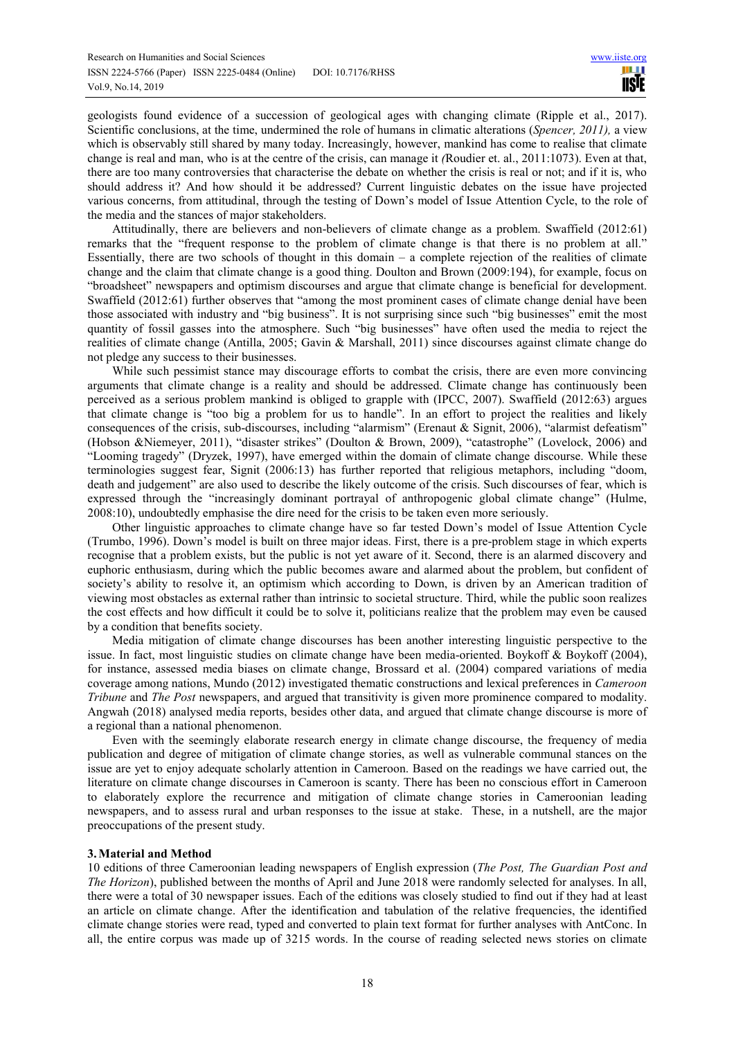geologists found evidence of a succession of geological ages with changing climate (Ripple et al., 2017). Scientific conclusions, at the time, undermined the role of humans in climatic alterations (*Spencer, 2011),* a view which is observably still shared by many today. Increasingly, however, mankind has come to realise that climate change is real and man, who is at the centre of the crisis, can manage it *(*Roudier et. al., 2011:1073). Even at that, there are too many controversies that characterise the debate on whether the crisis is real or not; and if it is, who should address it? And how should it be addressed? Current linguistic debates on the issue have projected various concerns, from attitudinal, through the testing of Down's model of Issue Attention Cycle, to the role of the media and the stances of major stakeholders.

Attitudinally, there are believers and non-believers of climate change as a problem. Swaffield (2012:61) remarks that the "frequent response to the problem of climate change is that there is no problem at all." Essentially, there are two schools of thought in this domain – a complete rejection of the realities of climate change and the claim that climate change is a good thing. Doulton and Brown (2009:194), for example, focus on "broadsheet" newspapers and optimism discourses and argue that climate change is beneficial for development. Swaffield (2012:61) further observes that "among the most prominent cases of climate change denial have been those associated with industry and "big business". It is not surprising since such "big businesses" emit the most quantity of fossil gasses into the atmosphere. Such "big businesses" have often used the media to reject the realities of climate change (Antilla, 2005; Gavin & Marshall, 2011) since discourses against climate change do not pledge any success to their businesses.

While such pessimist stance may discourage efforts to combat the crisis, there are even more convincing arguments that climate change is a reality and should be addressed. Climate change has continuously been perceived as a serious problem mankind is obliged to grapple with (IPCC, 2007). Swaffield (2012:63) argues that climate change is "too big a problem for us to handle". In an effort to project the realities and likely consequences of the crisis, sub-discourses, including "alarmism" (Erenaut & Signit, 2006), "alarmist defeatism" (Hobson &Niemeyer, 2011), "disaster strikes" (Doulton & Brown, 2009), "catastrophe" (Lovelock, 2006) and "Looming tragedy" (Dryzek, 1997), have emerged within the domain of climate change discourse. While these terminologies suggest fear, Signit (2006:13) has further reported that religious metaphors, including "doom, death and judgement" are also used to describe the likely outcome of the crisis. Such discourses of fear, which is expressed through the "increasingly dominant portrayal of anthropogenic global climate change" (Hulme, 2008:10), undoubtedly emphasise the dire need for the crisis to be taken even more seriously.

Other linguistic approaches to climate change have so far tested Down's model of Issue Attention Cycle (Trumbo, 1996). Down's model is built on three major ideas. First, there is a pre-problem stage in which experts recognise that a problem exists, but the public is not yet aware of it. Second, there is an alarmed discovery and euphoric enthusiasm, during which the public becomes aware and alarmed about the problem, but confident of society's ability to resolve it, an optimism which according to Down, is driven by an American tradition of viewing most obstacles as external rather than intrinsic to societal structure. Third, while the public soon realizes the cost effects and how difficult it could be to solve it, politicians realize that the problem may even be caused by a condition that benefits society.

Media mitigation of climate change discourses has been another interesting linguistic perspective to the issue. In fact, most linguistic studies on climate change have been media-oriented. Boykoff & Boykoff (2004), for instance, assessed media biases on climate change, Brossard et al. (2004) compared variations of media coverage among nations, Mundo (2012) investigated thematic constructions and lexical preferences in *Cameroon Tribune* and *The Post* newspapers, and argued that transitivity is given more prominence compared to modality. Angwah (2018) analysed media reports, besides other data, and argued that climate change discourse is more of a regional than a national phenomenon.

Even with the seemingly elaborate research energy in climate change discourse, the frequency of media publication and degree of mitigation of climate change stories, as well as vulnerable communal stances on the issue are yet to enjoy adequate scholarly attention in Cameroon. Based on the readings we have carried out, the literature on climate change discourses in Cameroon is scanty. There has been no conscious effort in Cameroon to elaborately explore the recurrence and mitigation of climate change stories in Cameroonian leading newspapers, and to assess rural and urban responses to the issue at stake. These, in a nutshell, are the major preoccupations of the present study.

## 3. Material and Method

10 editions of three Cameroonian leading newspapers of English expression (*The Post, The Guardian Post and The Horizon*), published between the months of April and June 2018 were randomly selected for analyses. In all, there were a total of 30 newspaper issues. Each of the editions was closely studied to find out if they had at least an article on climate change. After the identification and tabulation of the relative frequencies, the identified climate change stories were read, typed and converted to plain text format for further analyses with AntConc. In all, the entire corpus was made up of 3215 words. In the course of reading selected news stories on climate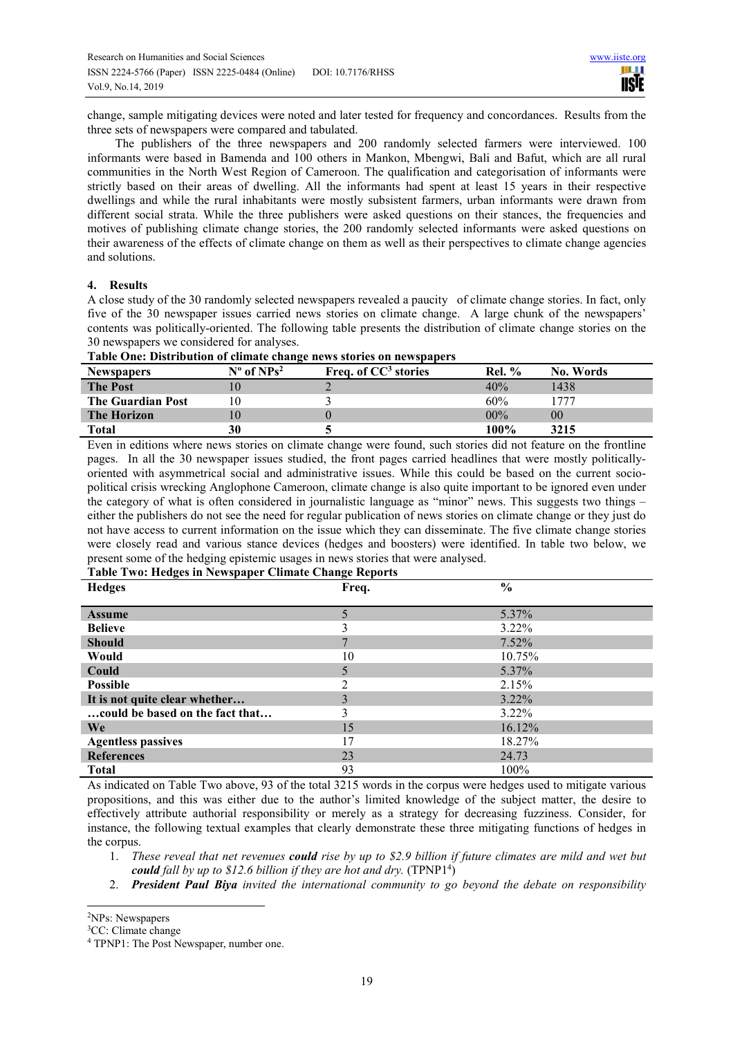change, sample mitigating devices were noted and later tested for frequency and concordances. Results from the three sets of newspapers were compared and tabulated.

The publishers of the three newspapers and 200 randomly selected farmers were interviewed. 100 informants were based in Bamenda and 100 others in Mankon, Mbengwi, Bali and Bafut, which are all rural communities in the North West Region of Cameroon. The qualification and categorisation of informants were strictly based on their areas of dwelling. All the informants had spent at least 15 years in their respective dwellings and while the rural inhabitants were mostly subsistent farmers, urban informants were drawn from different social strata. While the three publishers were asked questions on their stances, the frequencies and motives of publishing climate change stories, the 200 randomly selected informants were asked questions on their awareness of the effects of climate change on them as well as their perspectives to climate change agencies and solutions.

## 4. Results

A close study of the 30 randomly selected newspapers revealed a paucity of climate change stories. In fact, only five of the 30 newspaper issues carried news stories on climate change. A large chunk of the newspapers' contents was politically-oriented. The following table presents the distribution of climate change stories on the 30 newspapers we considered for analyses.

**Table One: Distribution of climate change news stories on newspapers**

| Newspapers | Nº of NPs[2] | Freq. of CC[3] stories | Rel. % | No. Words |
|---|---|---|---|---|
| **The Post** | 10 | 2 | 40% | 1438 |
| **The Guardian Post** | 10 | 3 | 60% | 1777 |
| **The Horizon** | 10 | 0 | 00% | 00 |
| **Total** | **30** | **5** | **100%** | **3215** |

Even in editions where news stories on climate change were found, such stories did not feature on the frontline pages. In all the 30 newspaper issues studied, the front pages carried headlines that were mostly politically-oriented with asymmetrical social and administrative issues. While this could be based on the current socio-political crisis wrecking Anglophone Cameroon, climate change is also quite important to be ignored even under the category of what is often considered in journalistic language as "minor" news. This suggests two things – either the publishers do not see the need for regular publication of news stories on climate change or they just do not have access to current information on the issue which they can disseminate. The five climate change stories were closely read and various stance devices (hedges and boosters) were identified. In table two below, we present some of the hedging epistemic usages in news stories that were analysed.

**Table Two: Hedges in Newspaper Climate Change Reports**

| Hedges | Freq. | % |
|---|---|---|
| **Assume** | 5 | 5.37% |
| **Believe** | 3 | 3.22% |
| **Should** | 7 | 7.52% |
| **Would** | 10 | 10.75% |
| **Could** | 5 | 5.37% |
| **Possible** | 2 | 2.15% |
| **It is not quite clear whether…** | 3 | 3.22% |
| **…could be based on the fact that…** | 3 | 3.22% |
| **We** | 15 | 16.12% |
| **Agentless passives** | 17 | 18.27% |
| **References** | 23 | 24.73 |
| **Total** | 93 | 100% |

As indicated on Table Two above, 93 of the total 3215 words in the corpus were hedges used to mitigate various propositions, and this was either due to the author's limited knowledge of the subject matter, the desire to effectively attribute authorial responsibility or merely as a strategy for decreasing fuzziness. Consider, for instance, the following textual examples that clearly demonstrate these three mitigating functions of hedges in the corpus.

1. *These reveal that net revenues **could** rise by up to $2.9 billion if future climates are mild and wet but **could** fall by up to $12.6 billion if they are hot and dry.* (TPNP1[4])
2. ***President Paul Biya** invited the international community to go beyond the debate on responsibility*

---

[2]NPs: Newspapers

[3]CC: Climate change

[4] TPNP1: The Post Newspaper, number one.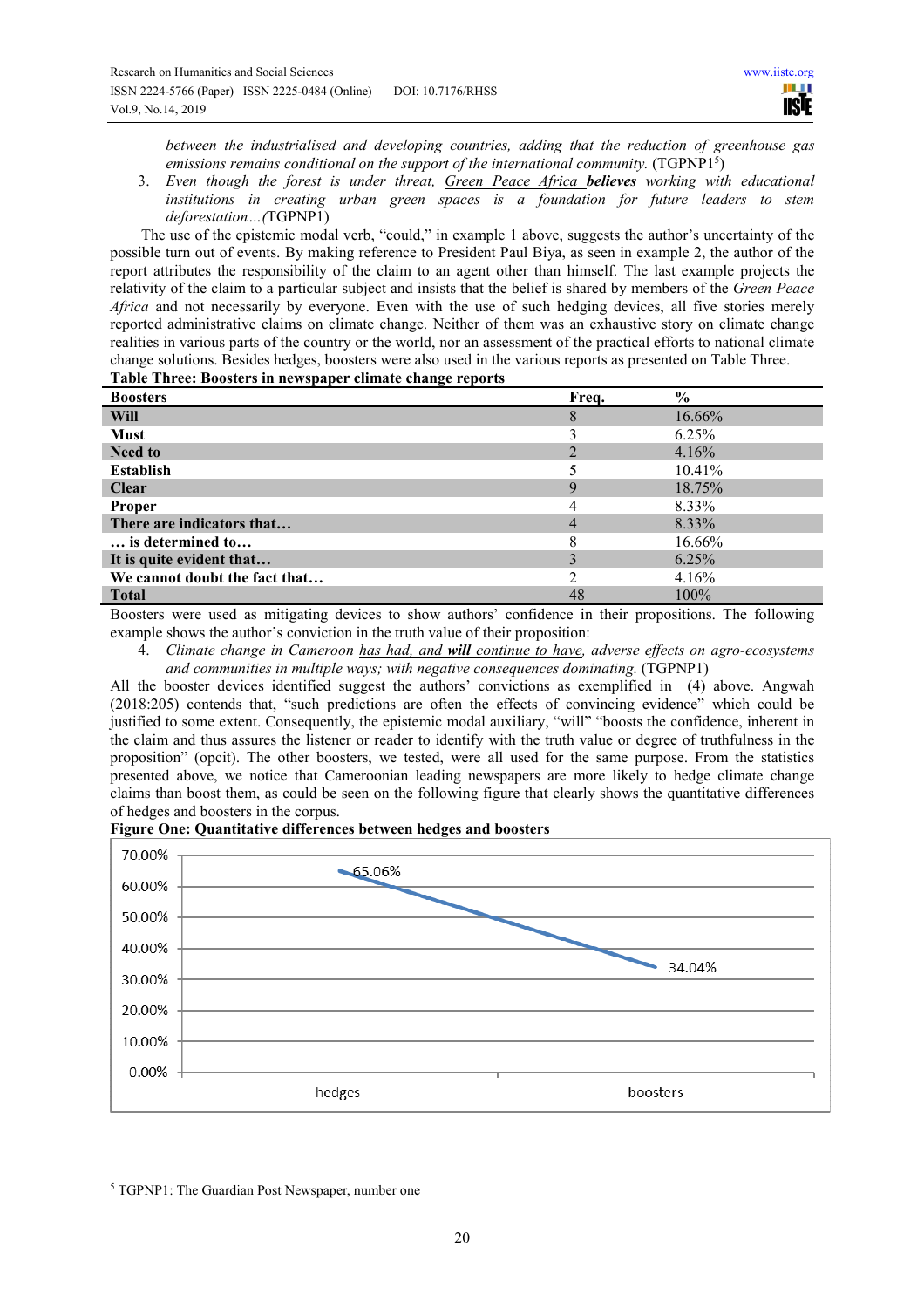*between the industrialised and developing countries, adding that the reduction of greenhouse gas emissions remains conditional on the support of the international community.* (TGPNP1[5])

3. *Even though the forest is under threat, Green Peace Africa* ***believes*** *working with educational institutions in creating urban green spaces is a foundation for future leaders to stem deforestation…(*TGPNP1)

The use of the epistemic modal verb, "could," in example 1 above, suggests the author's uncertainty of the possible turn out of events. By making reference to President Paul Biya, as seen in example 2, the author of the report attributes the responsibility of the claim to an agent other than himself. The last example projects the relativity of the claim to a particular subject and insists that the belief is shared by members of the *Green Peace Africa* and not necessarily by everyone. Even with the use of such hedging devices, all five stories merely reported administrative claims on climate change. Neither of them was an exhaustive story on climate change realities in various parts of the country or the world, nor an assessment of the practical efforts to national climate change solutions. Besides hedges, boosters were also used in the various reports as presented on Table Three.

**Table Three: Boosters in newspaper climate change reports**

| Boosters | Freq. | % |
|---|---|---|
| **Will** | 8 | 16.66% |
| **Must** | 3 | 6.25% |
| **Need to** | 2 | 4.16% |
| **Establish** | 5 | 10.41% |
| **Clear** | 9 | 18.75% |
| **Proper** | 4 | 8.33% |
| **There are indicators that…** | 4 | 8.33% |
| **… is determined to…** | 8 | 16.66% |
| **It is quite evident that…** | 3 | 6.25% |
| **We cannot doubt the fact that…** | 2 | 4.16% |
| **Total** | 48 | 100% |

Boosters were used as mitigating devices to show authors' confidence in their propositions. The following example shows the author's conviction in the truth value of their proposition:

4. *Climate change in Cameroon has had, and* ***will*** *continue to have, adverse effects on agro-ecosystems and communities in multiple ways; with negative consequences dominating.* (TGPNP1)

All the booster devices identified suggest the authors' convictions as exemplified in (4) above. Angwah (2018:205) contends that, "such predictions are often the effects of convincing evidence" which could be justified to some extent. Consequently, the epistemic modal auxiliary, "will" "boosts the confidence, inherent in the claim and thus assures the listener or reader to identify with the truth value or degree of truthfulness in the proposition" (opcit). The other boosters, we tested, were all used for the same purpose. From the statistics presented above, we notice that Cameroonian leading newspapers are more likely to hedge climate change claims than boost them, as could be seen on the following figure that clearly shows the quantitative differences of hedges and boosters in the corpus.

**Figure One: Quantitative differences between hedges and boosters**

| | hedges | boosters |
|---|---|---|
| % | 65.06% | 34.04% |

[5] TGPNP1: The Guardian Post Newspaper, number one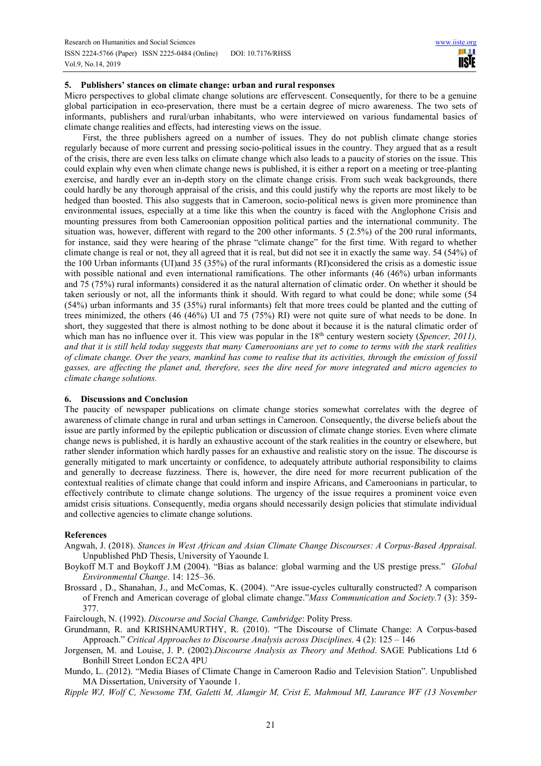## 5. Publishers' stances on climate change: urban and rural responses

Micro perspectives to global climate change solutions are effervescent. Consequently, for there to be a genuine global participation in eco-preservation, there must be a certain degree of micro awareness. The two sets of informants, publishers and rural/urban inhabitants, who were interviewed on various fundamental basics of climate change realities and effects, had interesting views on the issue.

First, the three publishers agreed on a number of issues. They do not publish climate change stories regularly because of more current and pressing socio-political issues in the country. They argued that as a result of the crisis, there are even less talks on climate change which also leads to a paucity of stories on the issue. This could explain why even when climate change news is published, it is either a report on a meeting or tree-planting exercise, and hardly ever an in-depth story on the climate change crisis. From such weak backgrounds, there could hardly be any thorough appraisal of the crisis, and this could justify why the reports are most likely to be hedged than boosted. This also suggests that in Cameroon, socio-political news is given more prominence than environmental issues, especially at a time like this when the country is faced with the Anglophone Crisis and mounting pressures from both Cameroonian opposition political parties and the international community. The situation was, however, different with regard to the 200 other informants. 5 (2.5%) of the 200 rural informants, for instance, said they were hearing of the phrase "climate change" for the first time. With regard to whether climate change is real or not, they all agreed that it is real, but did not see it in exactly the same way. 54 (54%) of the 100 Urban informants (UI)and 35 (35%) of the rural informants (RI)considered the crisis as a domestic issue with possible national and even international ramifications. The other informants (46 (46%) urban informants and 75 (75%) rural informants) considered it as the natural alternation of climatic order. On whether it should be taken seriously or not, all the informants think it should. With regard to what could be done; while some (54 (54%) urban informants and 35 (35%) rural informants) felt that more trees could be planted and the cutting of trees minimized, the others (46 (46%) UI and 75 (75%) RI) were not quite sure of what needs to be done. In short, they suggested that there is almost nothing to be done about it because it is the natural climatic order of which man has no influence over it. This view was popular in the 18th century western society (*Spencer, 2011), and that it is still held today suggests that many Cameroonians are yet to come to terms with the stark realities of climate change. Over the years, mankind has come to realise that its activities, through the emission of fossil gasses, are affecting the planet and, therefore, sees the dire need for more integrated and micro agencies to climate change solutions.*

## 6. Discussions and Conclusion

The paucity of newspaper publications on climate change stories somewhat correlates with the degree of awareness of climate change in rural and urban settings in Cameroon. Consequently, the diverse beliefs about the issue are partly informed by the epileptic publication or discussion of climate change stories. Even where climate change news is published, it is hardly an exhaustive account of the stark realities in the country or elsewhere, but rather slender information which hardly passes for an exhaustive and realistic story on the issue. The discourse is generally mitigated to mark uncertainty or confidence, to adequately attribute authorial responsibility to claims and generally to decrease fuzziness. There is, however, the dire need for more recurrent publication of the contextual realities of climate change that could inform and inspire Africans, and Cameroonians in particular, to effectively contribute to climate change solutions. The urgency of the issue requires a prominent voice even amidst crisis situations. Consequently, media organs should necessarily design policies that stimulate individual and collective agencies to climate change solutions.

## References

Angwah, J. (2018). *Stances in West African and Asian Climate Change Discourses: A Corpus-Based Appraisal.* Unpublished PhD Thesis, University of Yaounde I.

Boykoff M.T and Boykoff J.M (2004). "Bias as balance: global warming and the US prestige press." *Global Environmental Change*. 14: 125–36.

Brossard , D., Shanahan, J., and McComas, K. (2004). "Are issue-cycles culturally constructed? A comparison of French and American coverage of global climate change."*Mass Communication and Society.*7 (3): 359-377.

Fairclough, N. (1992). *Discourse and Social Change, Cambridge*: Polity Press.

Grundmann, R. and KRISHNAMURTHY, R. (2010). "The Discourse of Climate Change: A Corpus-based Approach." *Critical Approaches to Discourse Analysis across Disciplines*. 4 (2): 125 – 146

Jorgensen, M. and Louise, J. P. (2002).*Discourse Analysis as Theory and Method*. SAGE Publications Ltd 6 Bonhill Street London EC2A 4PU

Mundo, L. (2012). "Media Biases of Climate Change in Cameroon Radio and Television Station". Unpublished MA Dissertation, University of Yaounde 1.

*Ripple WJ, Wolf C, Newsome TM, Galetti M, Alamgir M, Crist E, Mahmoud MI, Laurance WF (13 November*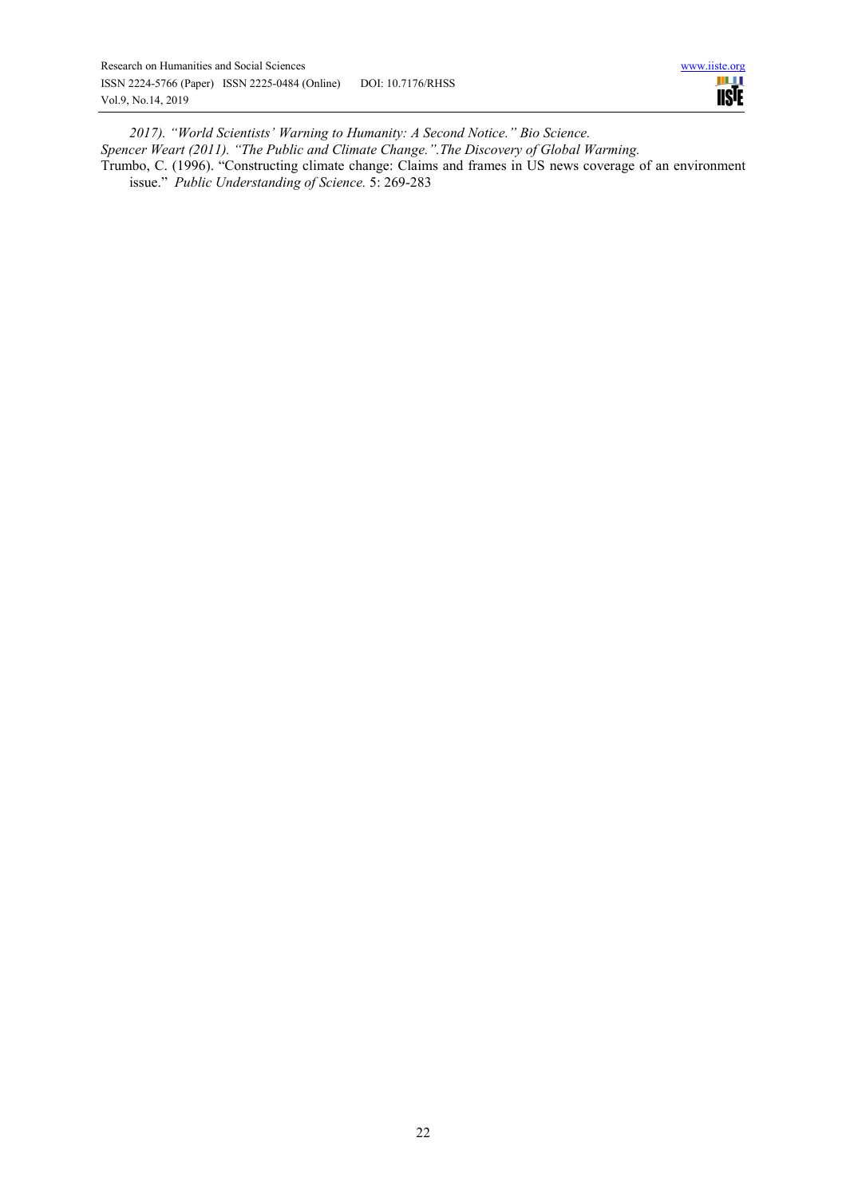*2017). "World Scientists' Warning to Humanity: A Second Notice." Bio Science.*

*Spencer Weart (2011). "The Public and Climate Change.".The Discovery of Global Warming.*

Trumbo, C. (1996). "Constructing climate change: Claims and frames in US news coverage of an environment issue." *Public Understanding of Science.* 5: 269-283